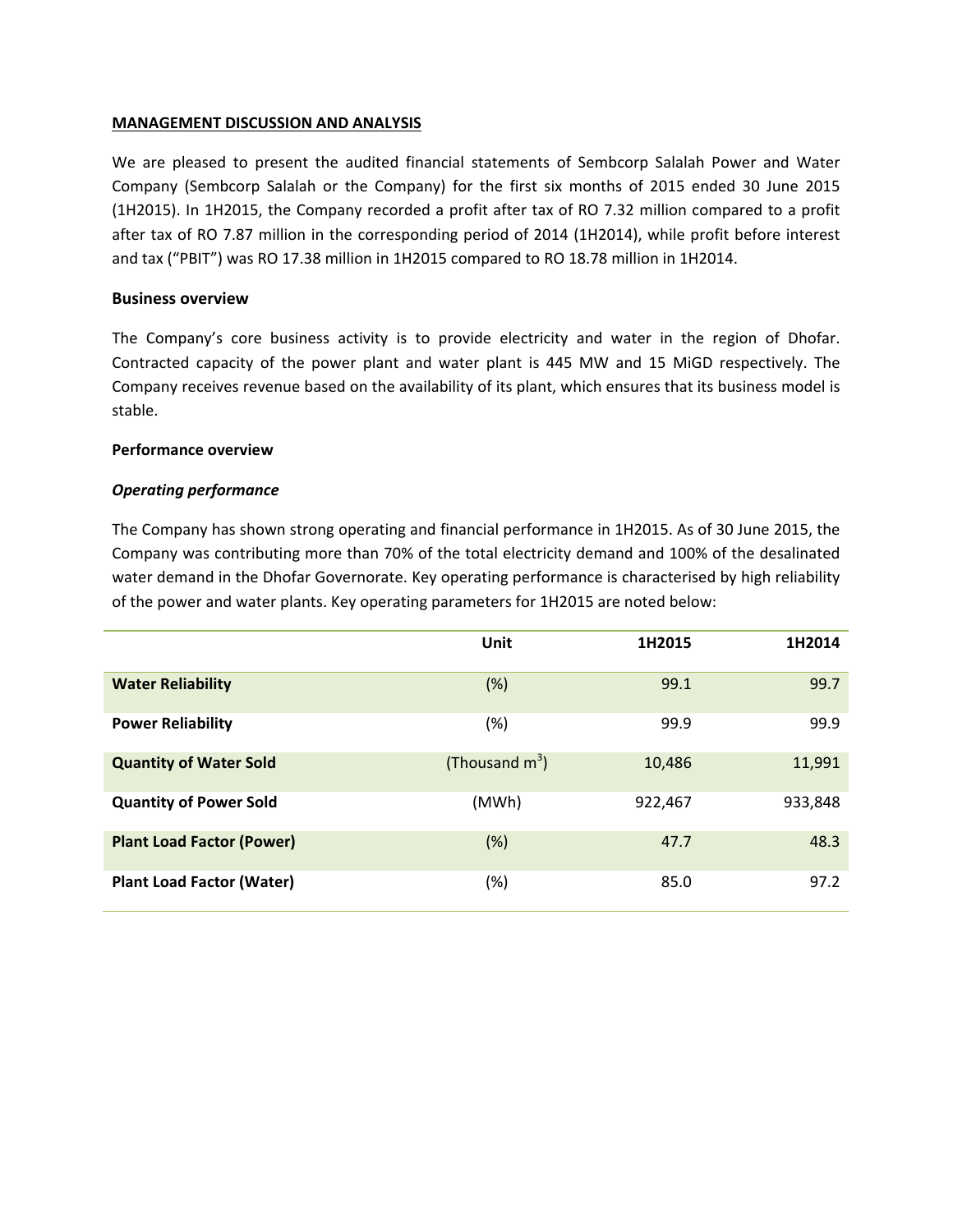## MANAGEMENT DISCUSSION AND ANALYSIS

We are pleased to present the audited financial statements of Sembcorp Salalah Power and Water Company (Sembcorp Salalah or the Company) for the first six months of 2015 ended 30 June 2015 (1H2015). In 1H2015, the Company recorded a profit after tax of RO 7.32 million compared to a profit after tax of RO 7.87 million in the corresponding period of 2014 (1H2014), while profit before interest and tax ("PBIT") was RO 17.38 million in 1H2015 compared to RO 18.78 million in 1H2014.

### Business overview

The Company's core business activity is to provide electricity and water in the region of Dhofar. Contracted capacity of the power plant and water plant is 445 MW and 15 MiGD respectively. The Company receives revenue based on the availability of its plant, which ensures that its business model is stable.

### Performance overview

#### *Operating performance*

The Company has shown strong operating and financial performance in 1H2015. As of 30 June 2015, the Company was contributing more than 70% of the total electricity demand and 100% of the desalinated water demand in the Dhofar Governorate. Key operating performance is characterised by high reliability of the power and water plants. Key operating parameters for 1H2015 are noted below:

| | Unit | 1H2015 | 1H2014 |
|---|---|---|---|
| **Water Reliability** | (%) | 99.1 | 99.7 |
| **Power Reliability** | (%) | 99.9 | 99.9 |
| **Quantity of Water Sold** | (Thousand $m^3$) | 10,486 | 11,991 |
| **Quantity of Power Sold** | (MWh) | 922,467 | 933,848 |
| **Plant Load Factor (Power)** | (%) | 47.7 | 48.3 |
| **Plant Load Factor (Water)** | (%) | 85.0 | 97.2 |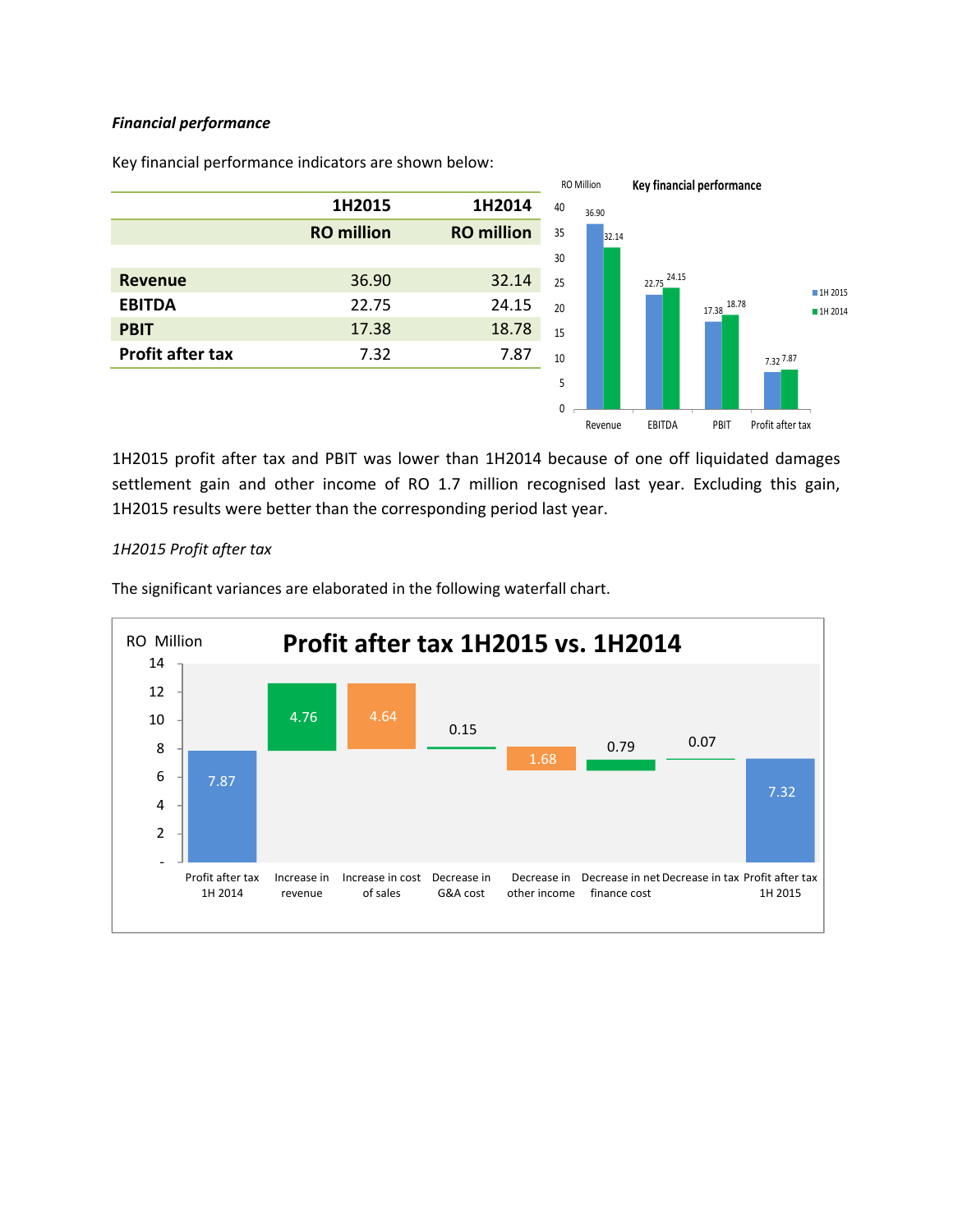***Financial performance***

Key financial performance indicators are shown below:

| | 1H2015 | 1H2014 |
|---|---|---|
| | RO million | RO million |
| **Revenue** | 36.90 | 32.14 |
| **EBITDA** | 22.75 | 24.15 |
| **PBIT** | 17.38 | 18.78 |
| **Profit after tax** | 7.32 | 7.87 |

1H2015 profit after tax and PBIT was lower than 1H2014 because of one off liquidated damages settlement gain and other income of RO 1.7 million recognised last year. Excluding this gain, 1H2015 results were better than the corresponding period last year.

*1H2015 Profit after tax*

The significant variances are elaborated in the following waterfall chart.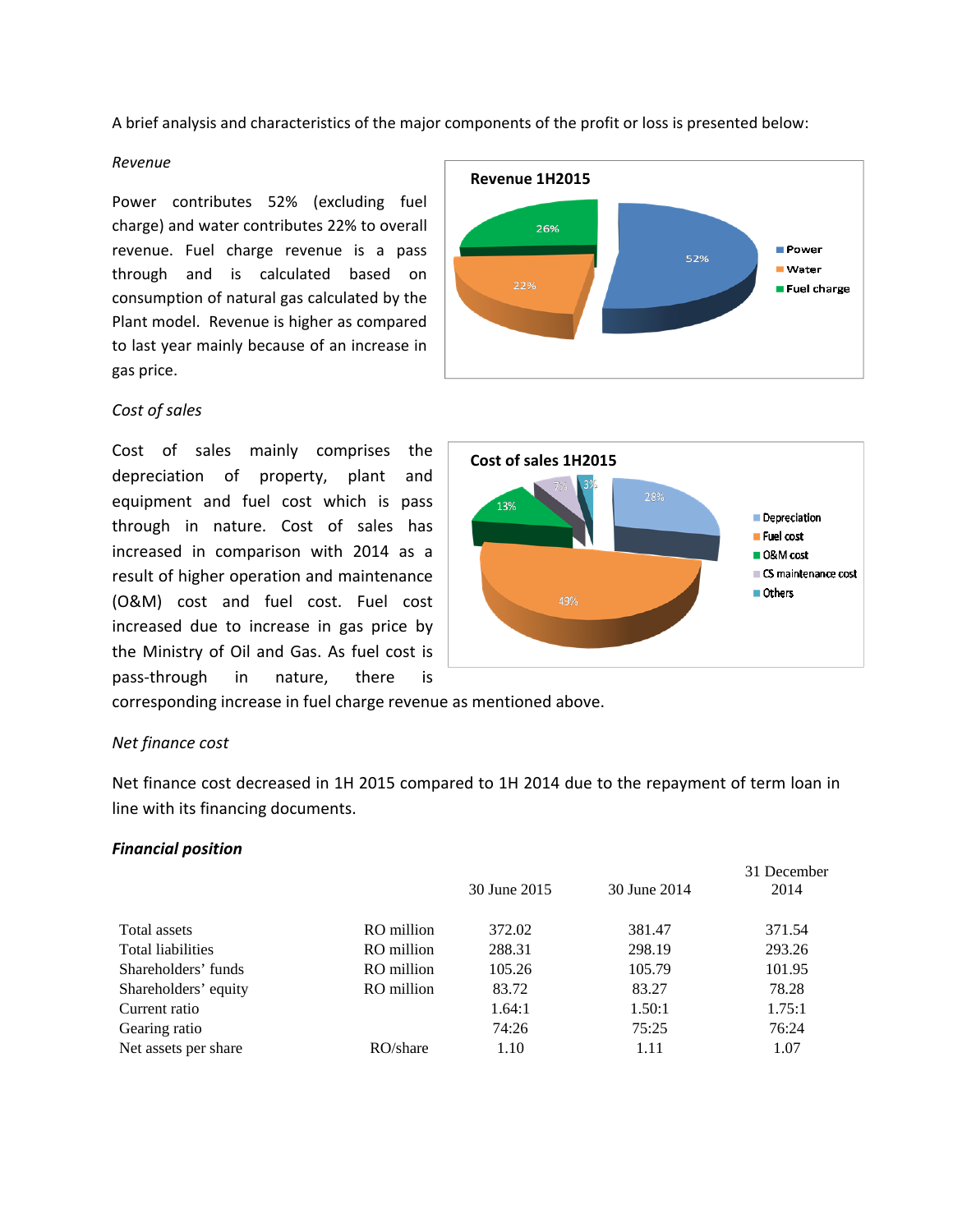A brief analysis and characteristics of the major components of the profit or loss is presented below:

*Revenue*

Power contributes 52% (excluding fuel charge) and water contributes 22% to overall revenue. Fuel charge revenue is a pass through and is calculated based on consumption of natural gas calculated by the Plant model. Revenue is higher as compared to last year mainly because of an increase in gas price.

**Revenue 1H2015**

- Power: 52%
- Water: 22%
- Fuel charge: 26%

*Cost of sales*

Cost of sales mainly comprises the depreciation of property, plant and equipment and fuel cost which is pass through in nature. Cost of sales has increased in comparison with 2014 as a result of higher operation and maintenance (O&M) cost and fuel cost. Fuel cost increased due to increase in gas price by the Ministry of Oil and Gas. As fuel cost is pass-through in nature, there is corresponding increase in fuel charge revenue as mentioned above.

**Cost of sales 1H2015**

- Depreciation: 28%
- Fuel cost: 49%
- O&M cost: 13%
- CS maintenance cost: 7%
- Others: 3%

*Net finance cost*

Net finance cost decreased in 1H 2015 compared to 1H 2014 due to the repayment of term loan in line with its financing documents.

***Financial position***

| | | 30 June 2015 | 30 June 2014 | 31 December 2014 |
|---|---|---|---|---|
| Total assets | RO million | 372.02 | 381.47 | 371.54 |
| Total liabilities | RO million | 288.31 | 298.19 | 293.26 |
| Shareholders' funds | RO million | 105.26 | 105.79 | 101.95 |
| Shareholders' equity | RO million | 83.72 | 83.27 | 78.28 |
| Current ratio | | 1.64:1 | 1.50:1 | 1.75:1 |
| Gearing ratio | | 74:26 | 75:25 | 76:24 |
| Net assets per share | RO/share | 1.10 | 1.11 | 1.07 |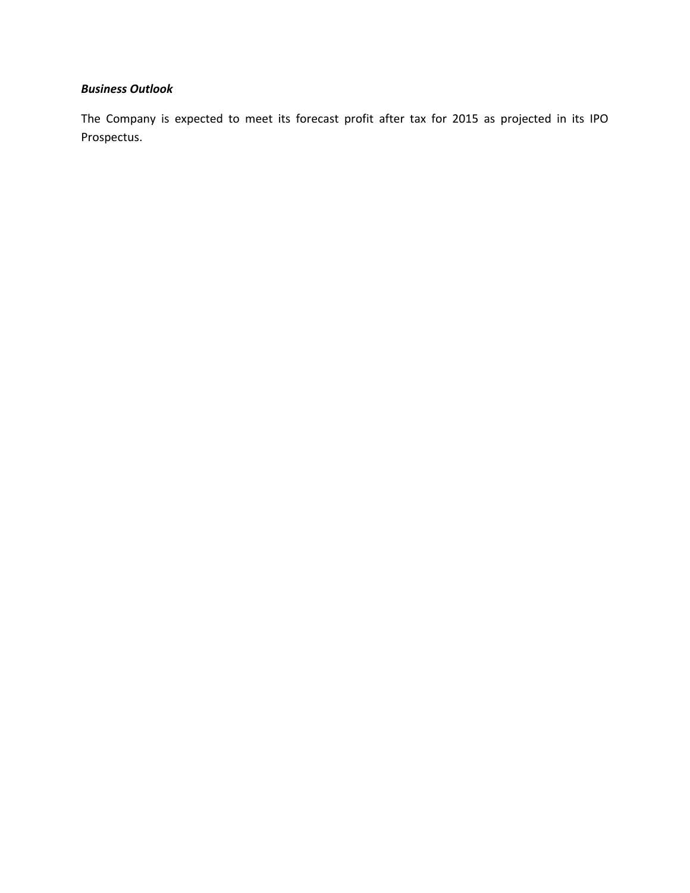***Business Outlook***

The Company is expected to meet its forecast profit after tax for 2015 as projected in its IPO Prospectus.